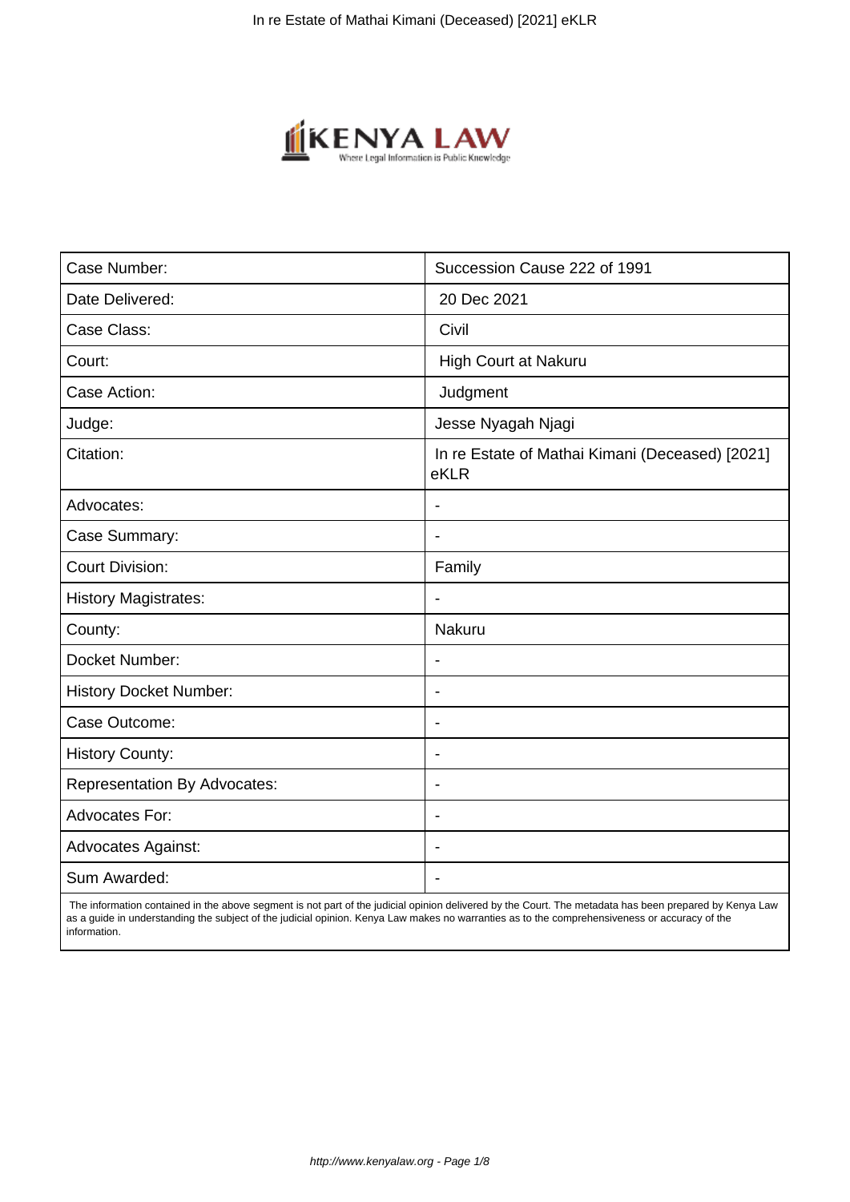| Case Number: | Succession Cause 222 of 1991 |
| --- | --- |
| Date Delivered: | 20 Dec 2021 |
| Case Class: | Civil |
| Court: | High Court at Nakuru |
| Case Action: | Judgment |
| Judge: | Jesse Nyagah Njagi |
| Citation: | In re Estate of Mathai Kimani (Deceased) [2021] eKLR |
| Advocates: | - |
| Case Summary: | - |
| Court Division: | Family |
| History Magistrates: | - |
| County: | Nakuru |
| Docket Number: | - |
| History Docket Number: | - |
| Case Outcome: | - |
| History County: | - |
| Representation By Advocates: | - |
| Advocates For: | - |
| Advocates Against: | - |
| Sum Awarded: | - |

The information contained in the above segment is not part of the judicial opinion delivered by the Court. The metadata has been prepared by Kenya Law as a guide in understanding the subject of the judicial opinion. Kenya Law makes no warranties as to the comprehensiveness or accuracy of the information.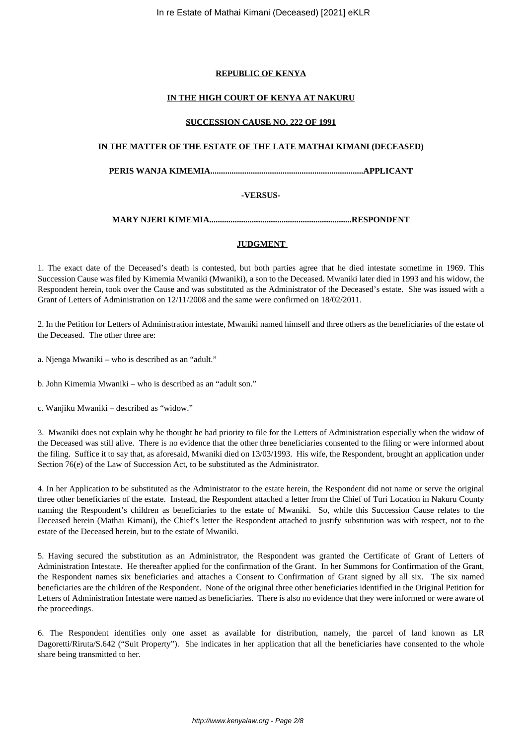**REPUBLIC OF KENYA**

**IN THE HIGH COURT OF KENYA AT NAKURU**

**SUCCESSION CAUSE NO. 222 OF 1991**

**IN THE MATTER OF THE ESTATE OF THE LATE MATHAI KIMANI (DECEASED)**

**PERIS WANJA KIMEMIA.......................................................................APPLICANT**

**-VERSUS-**

**MARY NJERI KIMEMIA..................................................................RESPONDENT**

**JUDGMENT**

1. The exact date of the Deceased's death is contested, but both parties agree that he died intestate sometime in 1969. This Succession Cause was filed by Kimemia Mwaniki (Mwaniki), a son to the Deceased. Mwaniki later died in 1993 and his widow, the Respondent herein, took over the Cause and was substituted as the Administrator of the Deceased's estate. She was issued with a Grant of Letters of Administration on 12/11/2008 and the same were confirmed on 18/02/2011.

2. In the Petition for Letters of Administration intestate, Mwaniki named himself and three others as the beneficiaries of the estate of the Deceased. The other three are:

a. Njenga Mwaniki – who is described as an "adult."

b. John Kimemia Mwaniki – who is described as an "adult son."

c. Wanjiku Mwaniki – described as "widow."

3. Mwaniki does not explain why he thought he had priority to file for the Letters of Administration especially when the widow of the Deceased was still alive. There is no evidence that the other three beneficiaries consented to the filing or were informed about the filing. Suffice it to say that, as aforesaid, Mwaniki died on 13/03/1993. His wife, the Respondent, brought an application under Section 76(e) of the Law of Succession Act, to be substituted as the Administrator.

4. In her Application to be substituted as the Administrator to the estate herein, the Respondent did not name or serve the original three other beneficiaries of the estate. Instead, the Respondent attached a letter from the Chief of Turi Location in Nakuru County naming the Respondent's children as beneficiaries to the estate of Mwaniki. So, while this Succession Cause relates to the Deceased herein (Mathai Kimani), the Chief's letter the Respondent attached to justify substitution was with respect, not to the estate of the Deceased herein, but to the estate of Mwaniki.

5. Having secured the substitution as an Administrator, the Respondent was granted the Certificate of Grant of Letters of Administration Intestate. He thereafter applied for the confirmation of the Grant. In her Summons for Confirmation of the Grant, the Respondent names six beneficiaries and attaches a Consent to Confirmation of Grant signed by all six. The six named beneficiaries are the children of the Respondent. None of the original three other beneficiaries identified in the Original Petition for Letters of Administration Intestate were named as beneficiaries. There is also no evidence that they were informed or were aware of the proceedings.

6. The Respondent identifies only one asset as available for distribution, namely, the parcel of land known as LR Dagoretti/Riruta/S.642 ("Suit Property"). She indicates in her application that all the beneficiaries have consented to the whole share being transmitted to her.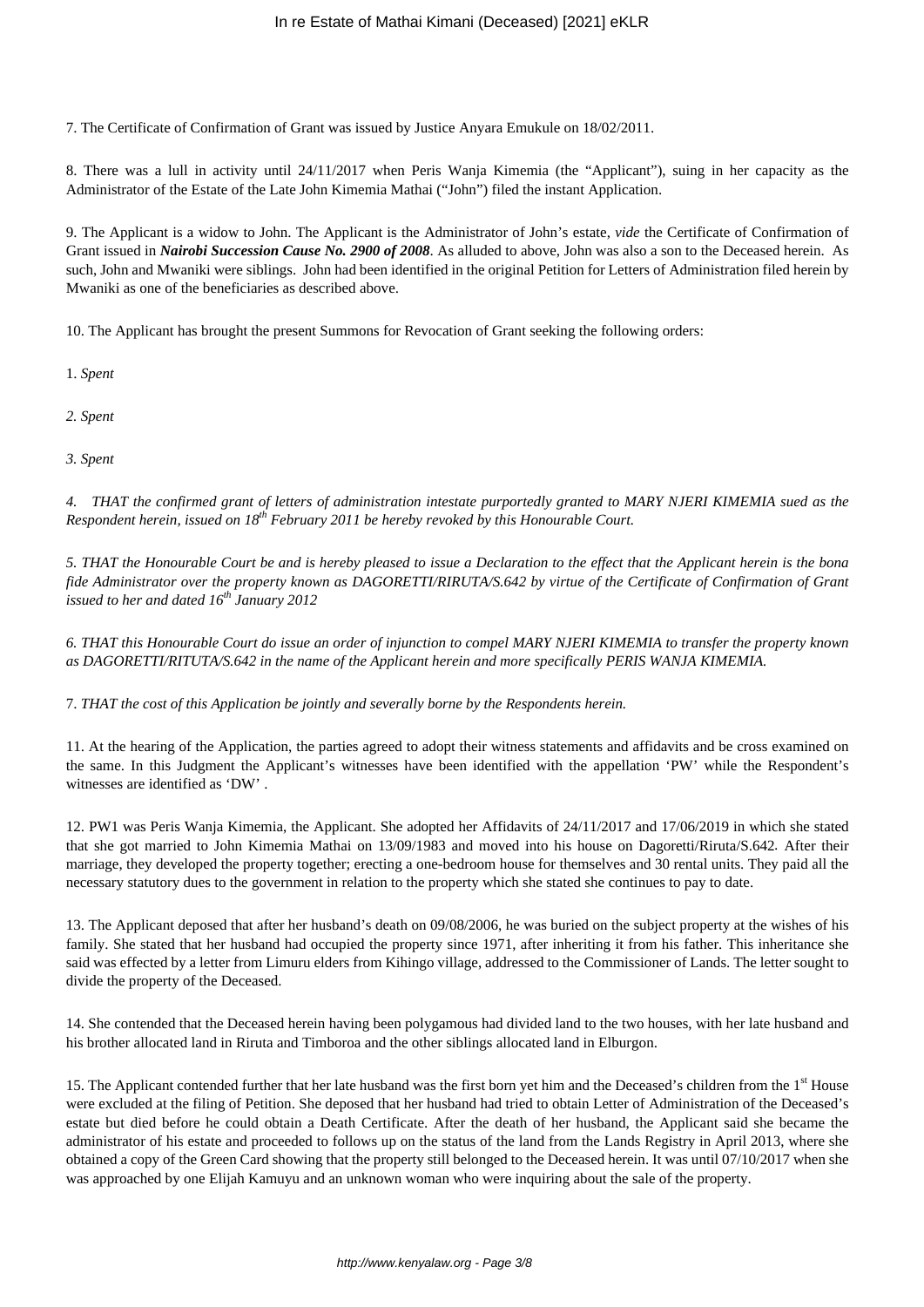7. The Certificate of Confirmation of Grant was issued by Justice Anyara Emukule on 18/02/2011.

8. There was a lull in activity until 24/11/2017 when Peris Wanja Kimemia (the "Applicant"), suing in her capacity as the Administrator of the Estate of the Late John Kimemia Mathai ("John") filed the instant Application.

9. The Applicant is a widow to John. The Applicant is the Administrator of John's estate, *vide* the Certificate of Confirmation of Grant issued in ***Nairobi Succession Cause No. 2900 of 2008***. As alluded to above, John was also a son to the Deceased herein. As such, John and Mwaniki were siblings. John had been identified in the original Petition for Letters of Administration filed herein by Mwaniki as one of the beneficiaries as described above.

10. The Applicant has brought the present Summons for Revocation of Grant seeking the following orders:

1. *Spent*

*2. Spent*

*3. Spent*

*4. THAT the confirmed grant of letters of administration intestate purportedly granted to MARY NJERI KIMEMIA sued as the Respondent herein, issued on 18th February 2011 be hereby revoked by this Honourable Court.*

*5. THAT the Honourable Court be and is hereby pleased to issue a Declaration to the effect that the Applicant herein is the bona fide Administrator over the property known as DAGORETTI/RIRUTA/S.642 by virtue of the Certificate of Confirmation of Grant issued to her and dated 16th January 2012*

*6. THAT this Honourable Court do issue an order of injunction to compel MARY NJERI KIMEMIA to transfer the property known as DAGORETTI/RITUTA/S.642 in the name of the Applicant herein and more specifically PERIS WANJA KIMEMIA.*

7. *THAT the cost of this Application be jointly and severally borne by the Respondents herein.*

11. At the hearing of the Application, the parties agreed to adopt their witness statements and affidavits and be cross examined on the same. In this Judgment the Applicant's witnesses have been identified with the appellation 'PW' while the Respondent's witnesses are identified as 'DW' .

12. PW1 was Peris Wanja Kimemia, the Applicant. She adopted her Affidavits of 24/11/2017 and 17/06/2019 in which she stated that she got married to John Kimemia Mathai on 13/09/1983 and moved into his house on Dagoretti/Riruta/S.642. After their marriage, they developed the property together; erecting a one-bedroom house for themselves and 30 rental units. They paid all the necessary statutory dues to the government in relation to the property which she stated she continues to pay to date.

13. The Applicant deposed that after her husband's death on 09/08/2006, he was buried on the subject property at the wishes of his family. She stated that her husband had occupied the property since 1971, after inheriting it from his father. This inheritance she said was effected by a letter from Limuru elders from Kihingo village, addressed to the Commissioner of Lands. The letter sought to divide the property of the Deceased.

14. She contended that the Deceased herein having been polygamous had divided land to the two houses, with her late husband and his brother allocated land in Riruta and Timboroa and the other siblings allocated land in Elburgon.

15. The Applicant contended further that her late husband was the first born yet him and the Deceased's children from the 1st House were excluded at the filing of Petition. She deposed that her husband had tried to obtain Letter of Administration of the Deceased's estate but died before he could obtain a Death Certificate. After the death of her husband, the Applicant said she became the administrator of his estate and proceeded to follows up on the status of the land from the Lands Registry in April 2013, where she obtained a copy of the Green Card showing that the property still belonged to the Deceased herein. It was until 07/10/2017 when she was approached by one Elijah Kamuyu and an unknown woman who were inquiring about the sale of the property.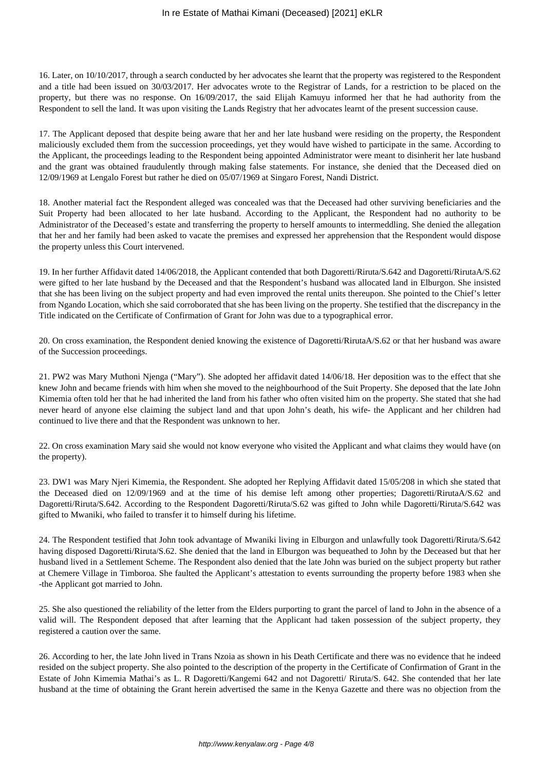16. Later, on 10/10/2017, through a search conducted by her advocates she learnt that the property was registered to the Respondent and a title had been issued on 30/03/2017. Her advocates wrote to the Registrar of Lands, for a restriction to be placed on the property, but there was no response. On 16/09/2017, the said Elijah Kamuyu informed her that he had authority from the Respondent to sell the land. It was upon visiting the Lands Registry that her advocates learnt of the present succession cause.

17. The Applicant deposed that despite being aware that her and her late husband were residing on the property, the Respondent maliciously excluded them from the succession proceedings, yet they would have wished to participate in the same. According to the Applicant, the proceedings leading to the Respondent being appointed Administrator were meant to disinherit her late husband and the grant was obtained fraudulently through making false statements. For instance, she denied that the Deceased died on 12/09/1969 at Lengalo Forest but rather he died on 05/07/1969 at Singaro Forest, Nandi District.

18. Another material fact the Respondent alleged was concealed was that the Deceased had other surviving beneficiaries and the Suit Property had been allocated to her late husband. According to the Applicant, the Respondent had no authority to be Administrator of the Deceased's estate and transferring the property to herself amounts to intermeddling. She denied the allegation that her and her family had been asked to vacate the premises and expressed her apprehension that the Respondent would dispose the property unless this Court intervened.

19. In her further Affidavit dated 14/06/2018, the Applicant contended that both Dagoretti/Riruta/S.642 and Dagoretti/RirutaA/S.62 were gifted to her late husband by the Deceased and that the Respondent's husband was allocated land in Elburgon. She insisted that she has been living on the subject property and had even improved the rental units thereupon. She pointed to the Chief's letter from Ngando Location, which she said corroborated that she has been living on the property. She testified that the discrepancy in the Title indicated on the Certificate of Confirmation of Grant for John was due to a typographical error.

20. On cross examination, the Respondent denied knowing the existence of Dagoretti/RirutaA/S.62 or that her husband was aware of the Succession proceedings.

21. PW2 was Mary Muthoni Njenga ("Mary"). She adopted her affidavit dated 14/06/18. Her deposition was to the effect that she knew John and became friends with him when she moved to the neighbourhood of the Suit Property. She deposed that the late John Kimemia often told her that he had inherited the land from his father who often visited him on the property. She stated that she had never heard of anyone else claiming the subject land and that upon John's death, his wife- the Applicant and her children had continued to live there and that the Respondent was unknown to her.

22. On cross examination Mary said she would not know everyone who visited the Applicant and what claims they would have (on the property).

23. DW1 was Mary Njeri Kimemia, the Respondent. She adopted her Replying Affidavit dated 15/05/208 in which she stated that the Deceased died on 12/09/1969 and at the time of his demise left among other properties; Dagoretti/RirutaA/S.62 and Dagoretti/Riruta/S.642. According to the Respondent Dagoretti/Riruta/S.62 was gifted to John while Dagoretti/Riruta/S.642 was gifted to Mwaniki, who failed to transfer it to himself during his lifetime.

24. The Respondent testified that John took advantage of Mwaniki living in Elburgon and unlawfully took Dagoretti/Riruta/S.642 having disposed Dagoretti/Riruta/S.62. She denied that the land in Elburgon was bequeathed to John by the Deceased but that her husband lived in a Settlement Scheme. The Respondent also denied that the late John was buried on the subject property but rather at Chemere Village in Timboroa. She faulted the Applicant's attestation to events surrounding the property before 1983 when she -the Applicant got married to John.

25. She also questioned the reliability of the letter from the Elders purporting to grant the parcel of land to John in the absence of a valid will. The Respondent deposed that after learning that the Applicant had taken possession of the subject property, they registered a caution over the same.

26. According to her, the late John lived in Trans Nzoia as shown in his Death Certificate and there was no evidence that he indeed resided on the subject property. She also pointed to the description of the property in the Certificate of Confirmation of Grant in the Estate of John Kimemia Mathai's as L. R Dagoretti/Kangemi 642 and not Dagoretti/ Riruta/S. 642. She contended that her late husband at the time of obtaining the Grant herein advertised the same in the Kenya Gazette and there was no objection from the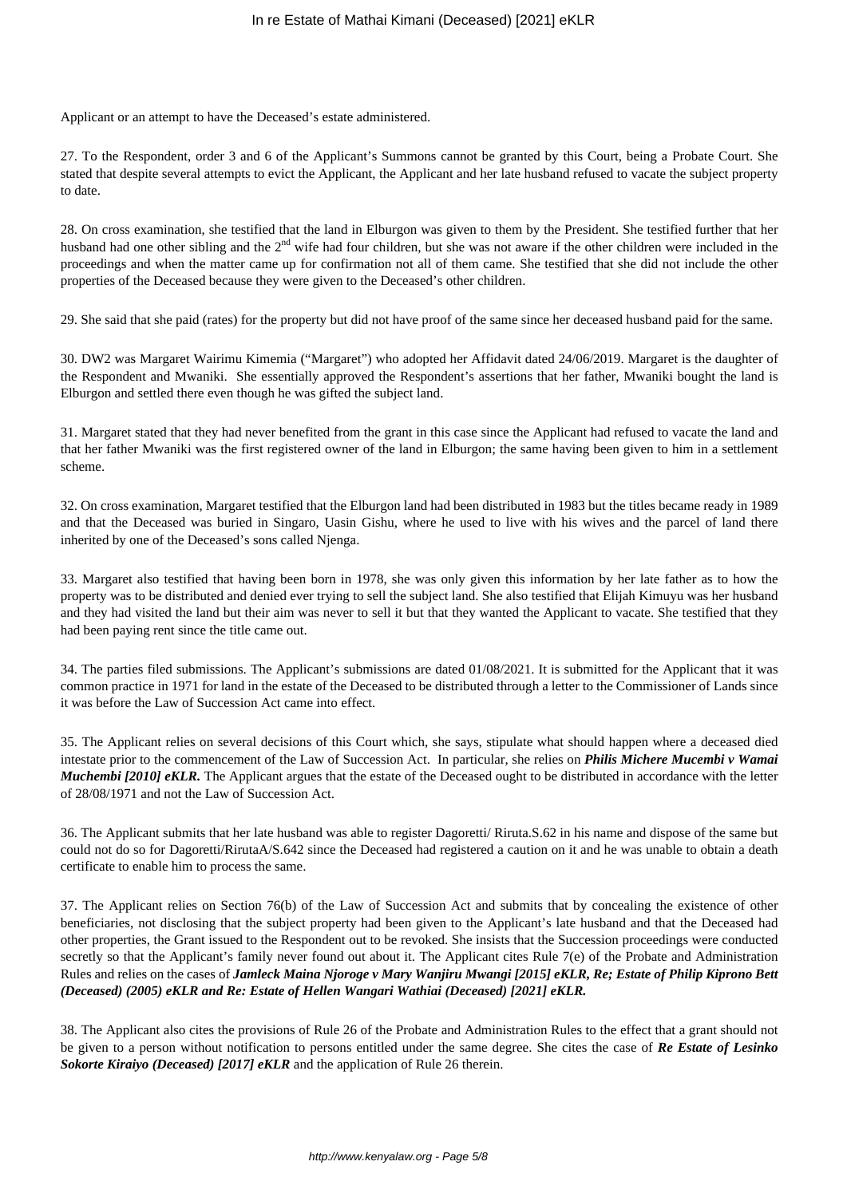Applicant or an attempt to have the Deceased's estate administered.

27. To the Respondent, order 3 and 6 of the Applicant's Summons cannot be granted by this Court, being a Probate Court. She stated that despite several attempts to evict the Applicant, the Applicant and her late husband refused to vacate the subject property to date.

28. On cross examination, she testified that the land in Elburgon was given to them by the President. She testified further that her husband had one other sibling and the 2nd wife had four children, but she was not aware if the other children were included in the proceedings and when the matter came up for confirmation not all of them came. She testified that she did not include the other properties of the Deceased because they were given to the Deceased's other children.

29. She said that she paid (rates) for the property but did not have proof of the same since her deceased husband paid for the same.

30. DW2 was Margaret Wairimu Kimemia ("Margaret") who adopted her Affidavit dated 24/06/2019. Margaret is the daughter of the Respondent and Mwaniki. She essentially approved the Respondent's assertions that her father, Mwaniki bought the land is Elburgon and settled there even though he was gifted the subject land.

31. Margaret stated that they had never benefited from the grant in this case since the Applicant had refused to vacate the land and that her father Mwaniki was the first registered owner of the land in Elburgon; the same having been given to him in a settlement scheme.

32. On cross examination, Margaret testified that the Elburgon land had been distributed in 1983 but the titles became ready in 1989 and that the Deceased was buried in Singaro, Uasin Gishu, where he used to live with his wives and the parcel of land there inherited by one of the Deceased's sons called Njenga.

33. Margaret also testified that having been born in 1978, she was only given this information by her late father as to how the property was to be distributed and denied ever trying to sell the subject land. She also testified that Elijah Kimuyu was her husband and they had visited the land but their aim was never to sell it but that they wanted the Applicant to vacate. She testified that they had been paying rent since the title came out.

34. The parties filed submissions. The Applicant's submissions are dated 01/08/2021. It is submitted for the Applicant that it was common practice in 1971 for land in the estate of the Deceased to be distributed through a letter to the Commissioner of Lands since it was before the Law of Succession Act came into effect.

35. The Applicant relies on several decisions of this Court which, she says, stipulate what should happen where a deceased died intestate prior to the commencement of the Law of Succession Act. In particular, she relies on ***Philis Michere Mucembi v Wamai Muchembi [2010] eKLR.*** The Applicant argues that the estate of the Deceased ought to be distributed in accordance with the letter of 28/08/1971 and not the Law of Succession Act.

36. The Applicant submits that her late husband was able to register Dagoretti/ Riruta.S.62 in his name and dispose of the same but could not do so for Dagoretti/RirutaA/S.642 since the Deceased had registered a caution on it and he was unable to obtain a death certificate to enable him to process the same.

37. The Applicant relies on Section 76(b) of the Law of Succession Act and submits that by concealing the existence of other beneficiaries, not disclosing that the subject property had been given to the Applicant's late husband and that the Deceased had other properties, the Grant issued to the Respondent out to be revoked. She insists that the Succession proceedings were conducted secretly so that the Applicant's family never found out about it. The Applicant cites Rule 7(e) of the Probate and Administration Rules and relies on the cases of ***Jamleck Maina Njoroge v Mary Wanjiru Mwangi [2015] eKLR, Re; Estate of Philip Kiprono Bett (Deceased) (2005) eKLR and Re: Estate of Hellen Wangari Wathiai (Deceased) [2021] eKLR.***

38. The Applicant also cites the provisions of Rule 26 of the Probate and Administration Rules to the effect that a grant should not be given to a person without notification to persons entitled under the same degree. She cites the case of ***Re Estate of Lesinko Sokorte Kiraiyo (Deceased) [2017] eKLR*** and the application of Rule 26 therein.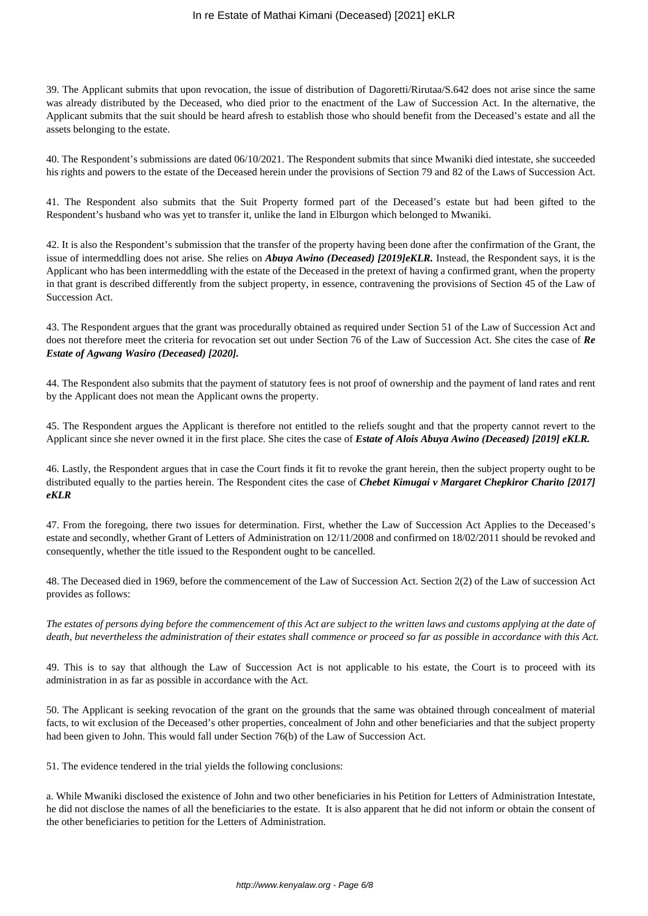39. The Applicant submits that upon revocation, the issue of distribution of Dagoretti/Rirutaa/S.642 does not arise since the same was already distributed by the Deceased, who died prior to the enactment of the Law of Succession Act. In the alternative, the Applicant submits that the suit should be heard afresh to establish those who should benefit from the Deceased's estate and all the assets belonging to the estate.

40. The Respondent's submissions are dated 06/10/2021. The Respondent submits that since Mwaniki died intestate, she succeeded his rights and powers to the estate of the Deceased herein under the provisions of Section 79 and 82 of the Laws of Succession Act.

41. The Respondent also submits that the Suit Property formed part of the Deceased's estate but had been gifted to the Respondent's husband who was yet to transfer it, unlike the land in Elburgon which belonged to Mwaniki.

42. It is also the Respondent's submission that the transfer of the property having been done after the confirmation of the Grant, the issue of intermeddling does not arise. She relies on ***Abuya Awino (Deceased) [2019]eKLR.*** Instead, the Respondent says, it is the Applicant who has been intermeddling with the estate of the Deceased in the pretext of having a confirmed grant, when the property in that grant is described differently from the subject property, in essence, contravening the provisions of Section 45 of the Law of Succession Act.

43. The Respondent argues that the grant was procedurally obtained as required under Section 51 of the Law of Succession Act and does not therefore meet the criteria for revocation set out under Section 76 of the Law of Succession Act. She cites the case of ***Re Estate of Agwang Wasiro (Deceased) [2020].***

44. The Respondent also submits that the payment of statutory fees is not proof of ownership and the payment of land rates and rent by the Applicant does not mean the Applicant owns the property.

45. The Respondent argues the Applicant is therefore not entitled to the reliefs sought and that the property cannot revert to the Applicant since she never owned it in the first place. She cites the case of ***Estate of Alois Abuya Awino (Deceased) [2019] eKLR.***

46. Lastly, the Respondent argues that in case the Court finds it fit to revoke the grant herein, then the subject property ought to be distributed equally to the parties herein. The Respondent cites the case of ***Chebet Kimugai v Margaret Chepkiror Charito [2017] eKLR***

47. From the foregoing, there two issues for determination. First, whether the Law of Succession Act Applies to the Deceased's estate and secondly, whether Grant of Letters of Administration on 12/11/2008 and confirmed on 18/02/2011 should be revoked and consequently, whether the title issued to the Respondent ought to be cancelled.

48. The Deceased died in 1969, before the commencement of the Law of Succession Act. Section 2(2) of the Law of succession Act provides as follows:

*The estates of persons dying before the commencement of this Act are subject to the written laws and customs applying at the date of death, but nevertheless the administration of their estates shall commence or proceed so far as possible in accordance with this Act.*

49. This is to say that although the Law of Succession Act is not applicable to his estate, the Court is to proceed with its administration in as far as possible in accordance with the Act.

50. The Applicant is seeking revocation of the grant on the grounds that the same was obtained through concealment of material facts, to wit exclusion of the Deceased's other properties, concealment of John and other beneficiaries and that the subject property had been given to John. This would fall under Section 76(b) of the Law of Succession Act.

51. The evidence tendered in the trial yields the following conclusions:

a. While Mwaniki disclosed the existence of John and two other beneficiaries in his Petition for Letters of Administration Intestate, he did not disclose the names of all the beneficiaries to the estate. It is also apparent that he did not inform or obtain the consent of the other beneficiaries to petition for the Letters of Administration.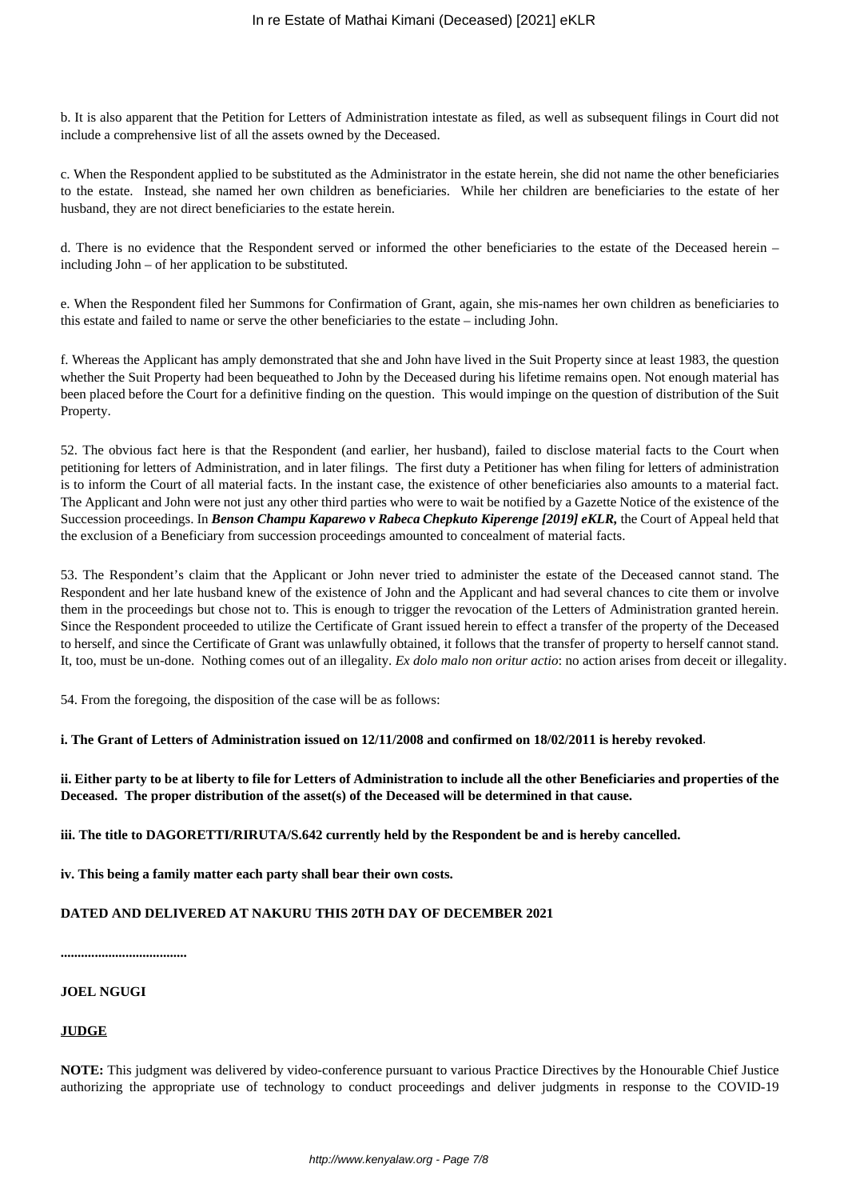b. It is also apparent that the Petition for Letters of Administration intestate as filed, as well as subsequent filings in Court did not include a comprehensive list of all the assets owned by the Deceased.

c. When the Respondent applied to be substituted as the Administrator in the estate herein, she did not name the other beneficiaries to the estate. Instead, she named her own children as beneficiaries. While her children are beneficiaries to the estate of her husband, they are not direct beneficiaries to the estate herein.

d. There is no evidence that the Respondent served or informed the other beneficiaries to the estate of the Deceased herein – including John – of her application to be substituted.

e. When the Respondent filed her Summons for Confirmation of Grant, again, she mis-names her own children as beneficiaries to this estate and failed to name or serve the other beneficiaries to the estate – including John.

f. Whereas the Applicant has amply demonstrated that she and John have lived in the Suit Property since at least 1983, the question whether the Suit Property had been bequeathed to John by the Deceased during his lifetime remains open. Not enough material has been placed before the Court for a definitive finding on the question. This would impinge on the question of distribution of the Suit Property.

52. The obvious fact here is that the Respondent (and earlier, her husband), failed to disclose material facts to the Court when petitioning for letters of Administration, and in later filings. The first duty a Petitioner has when filing for letters of administration is to inform the Court of all material facts. In the instant case, the existence of other beneficiaries also amounts to a material fact. The Applicant and John were not just any other third parties who were to wait be notified by a Gazette Notice of the existence of the Succession proceedings. In ***Benson Champu Kaparewo v Rabeca Chepkuto Kiperenge [2019] eKLR,*** the Court of Appeal held that the exclusion of a Beneficiary from succession proceedings amounted to concealment of material facts.

53. The Respondent's claim that the Applicant or John never tried to administer the estate of the Deceased cannot stand. The Respondent and her late husband knew of the existence of John and the Applicant and had several chances to cite them or involve them in the proceedings but chose not to. This is enough to trigger the revocation of the Letters of Administration granted herein. Since the Respondent proceeded to utilize the Certificate of Grant issued herein to effect a transfer of the property of the Deceased to herself, and since the Certificate of Grant was unlawfully obtained, it follows that the transfer of property to herself cannot stand. It, too, must be un-done. Nothing comes out of an illegality. *Ex dolo malo non oritur actio*: no action arises from deceit or illegality.

54. From the foregoing, the disposition of the case will be as follows:

**i. The Grant of Letters of Administration issued on 12/11/2008 and confirmed on 18/02/2011 is hereby revoked**.

**ii. Either party to be at liberty to file for Letters of Administration to include all the other Beneficiaries and properties of the Deceased. The proper distribution of the asset(s) of the Deceased will be determined in that cause.**

**iii. The title to DAGORETTI/RIRUTA/S.642 currently held by the Respondent be and is hereby cancelled.**

**iv. This being a family matter each party shall bear their own costs.**

**DATED AND DELIVERED AT NAKURU THIS 20TH DAY OF DECEMBER 2021**

**....................................**

**JOEL NGUGI**

**JUDGE**

**NOTE:** This judgment was delivered by video-conference pursuant to various Practice Directives by the Honourable Chief Justice authorizing the appropriate use of technology to conduct proceedings and deliver judgments in response to the COVID-19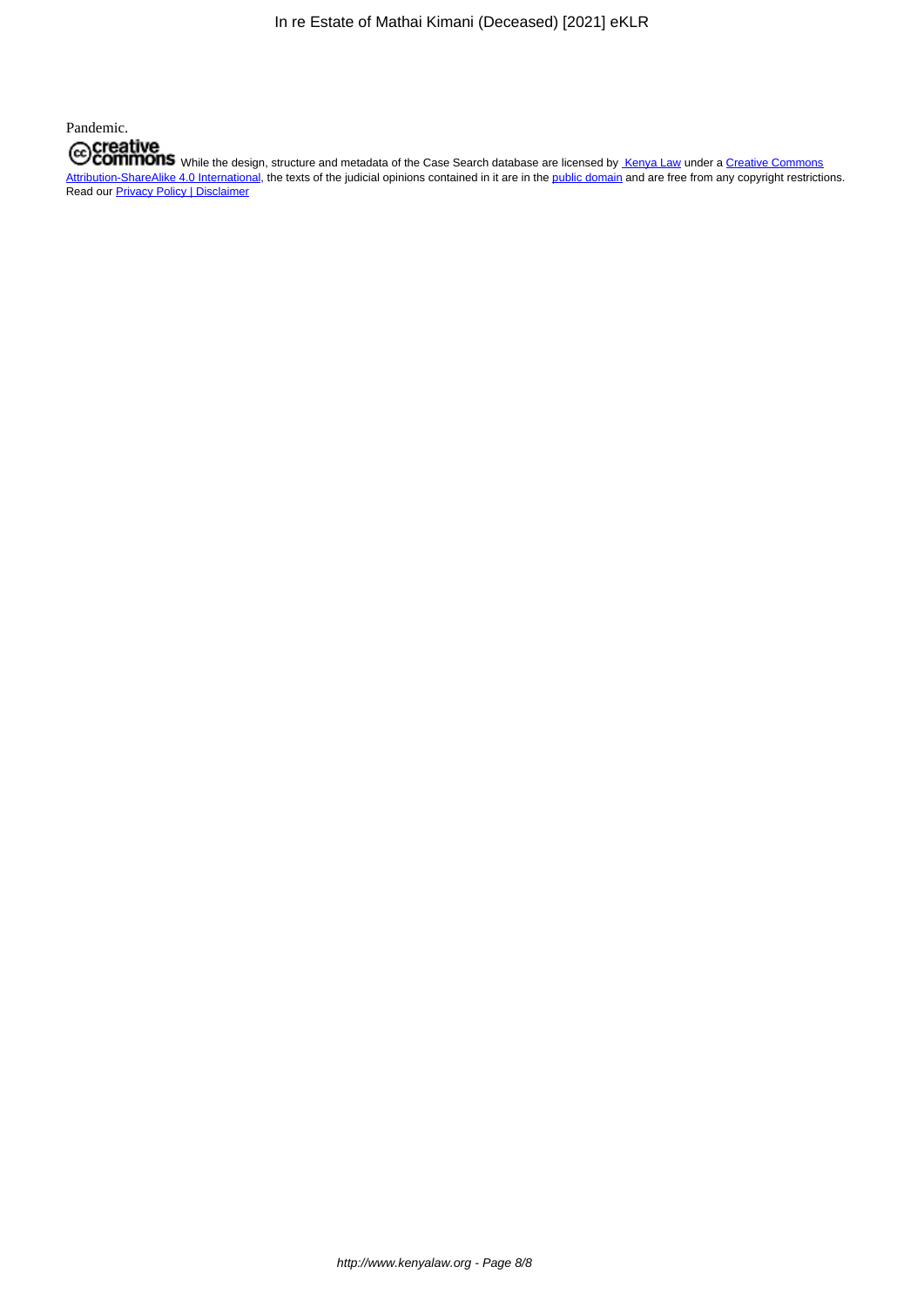Pandemic.

While the design, structure and metadata of the Case Search database are licensed by Kenya Law under a Creative Commons Attribution-ShareAlike 4.0 International, the texts of the judicial opinions contained in it are in the public domain and are free from any copyright restrictions. Read our Privacy Policy | Disclaimer